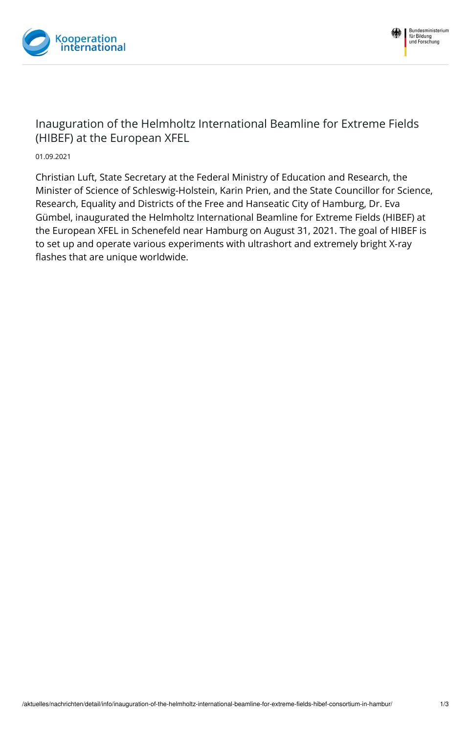# Inauguration of the Helmholtz International Beamline for Extreme Fields (HIBEF) at the European XFEL

01.09.2021

Christian Luft, State Secretary at the Federal Ministry of Education and Research, the Minister of Science of Schleswig-Holstein, Karin Prien, and the State Councillor for Science, Research, Equality and Districts of the Free and Hanseatic City of Hamburg, Dr. Eva Gümbel, inaugurated the Helmholtz International Beamline for Extreme Fields (HIBEF) at the European XFEL in Schenefeld near Hamburg on August 31, 2021. The goal of HIBEF is to set up and operate various experiments with ultrashort and extremely bright X-ray flashes that are unique worldwide.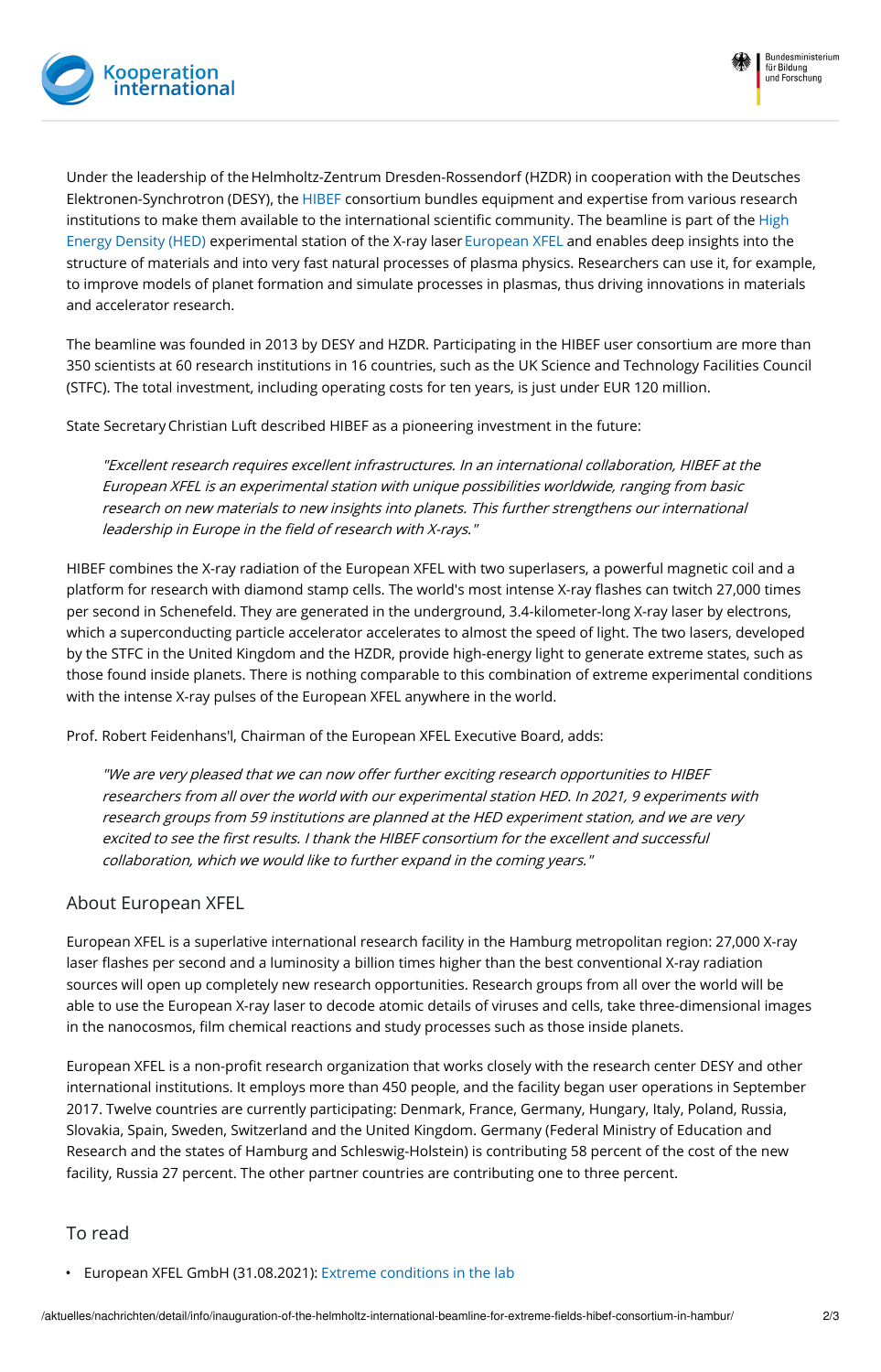Under the leadership of the Helmholtz-Zentrum Dresden-Rossendorf (HZDR) in cooperation with the Deutsches Elektronen-Synchrotron (DESY), the HIBEF consortium bundles equipment and expertise from various research institutions to make them available to the international scientific community. The beamline is part of the High Energy Density (HED) experimental station of the X-ray laser European XFEL and enables deep insights into the structure of materials and into very fast natural processes of plasma physics. Researchers can use it, for example, to improve models of planet formation and simulate processes in plasmas, thus driving innovations in materials and accelerator research.

The beamline was founded in 2013 by DESY and HZDR. Participating in the HIBEF user consortium are more than 350 scientists at 60 research institutions in 16 countries, such as the UK Science and Technology Facilities Council (STFC). The total investment, including operating costs for ten years, is just under EUR 120 million.

State Secretary Christian Luft described HIBEF as a pioneering investment in the future:

> *"Excellent research requires excellent infrastructures. In an international collaboration, HIBEF at the European XFEL is an experimental station with unique possibilities worldwide, ranging from basic research on new materials to new insights into planets. This further strengthens our international leadership in Europe in the field of research with X-rays."*

HIBEF combines the X-ray radiation of the European XFEL with two superlasers, a powerful magnetic coil and a platform for research with diamond stamp cells. The world's most intense X-ray flashes can twitch 27,000 times per second in Schenefeld. They are generated in the underground, 3.4-kilometer-long X-ray laser by electrons, which a superconducting particle accelerator accelerates to almost the speed of light. The two lasers, developed by the STFC in the United Kingdom and the HZDR, provide high-energy light to generate extreme states, such as those found inside planets. There is nothing comparable to this combination of extreme experimental conditions with the intense X-ray pulses of the European XFEL anywhere in the world.

Prof. Robert Feidenhans'l, Chairman of the European XFEL Executive Board, adds:

> *"We are very pleased that we can now offer further exciting research opportunities to HIBEF researchers from all over the world with our experimental station HED. In 2021, 9 experiments with research groups from 59 institutions are planned at the HED experiment station, and we are very excited to see the first results. I thank the HIBEF consortium for the excellent and successful collaboration, which we would like to further expand in the coming years."*

## About European XFEL

European XFEL is a superlative international research facility in the Hamburg metropolitan region: 27,000 X-ray laser flashes per second and a luminosity a billion times higher than the best conventional X-ray radiation sources will open up completely new research opportunities. Research groups from all over the world will be able to use the European X-ray laser to decode atomic details of viruses and cells, take three-dimensional images in the nanocosmos, film chemical reactions and study processes such as those inside planets.

European XFEL is a non-profit research organization that works closely with the research center DESY and other international institutions. It employs more than 450 people, and the facility began user operations in September 2017. Twelve countries are currently participating: Denmark, France, Germany, Hungary, Italy, Poland, Russia, Slovakia, Spain, Sweden, Switzerland and the United Kingdom. Germany (Federal Ministry of Education and Research and the states of Hamburg and Schleswig-Holstein) is contributing 58 percent of the cost of the new facility, Russia 27 percent. The other partner countries are contributing one to three percent.

## To read

- European XFEL GmbH (31.08.2021): Extreme conditions in the lab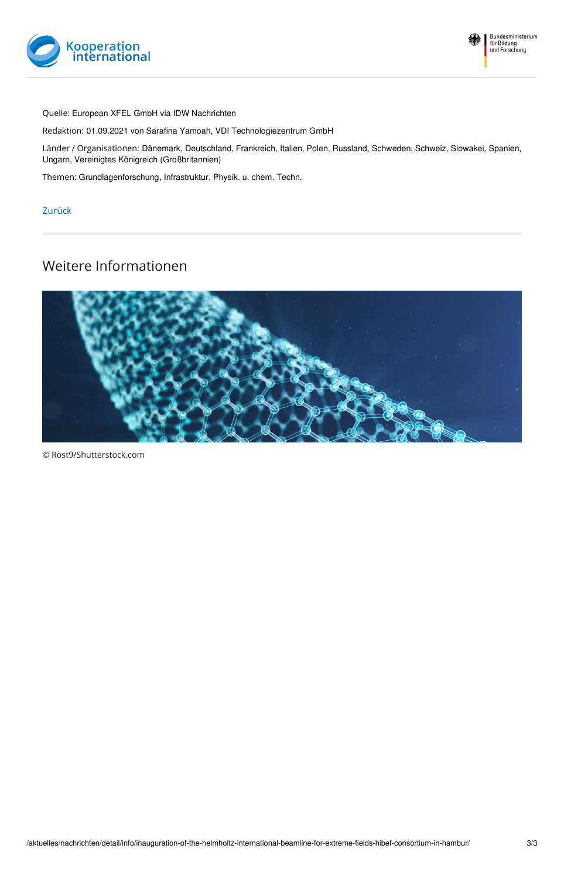Quelle: European XFEL GmbH via IDW Nachrichten

Redaktion: 01.09.2021 von Sarafina Yamoah, VDI Technologiezentrum GmbH

Länder / Organisationen: Dänemark, Deutschland, Frankreich, Italien, Polen, Russland, Schweden, Schweiz, Slowakei, Spanien, Ungarn, Vereinigtes Königreich (Großbritannien)

Themen: Grundlagenforschung, Infrastruktur, Physik. u. chem. Techn.

Zurück

## Weitere Informationen

© Rost9/Shutterstock.com